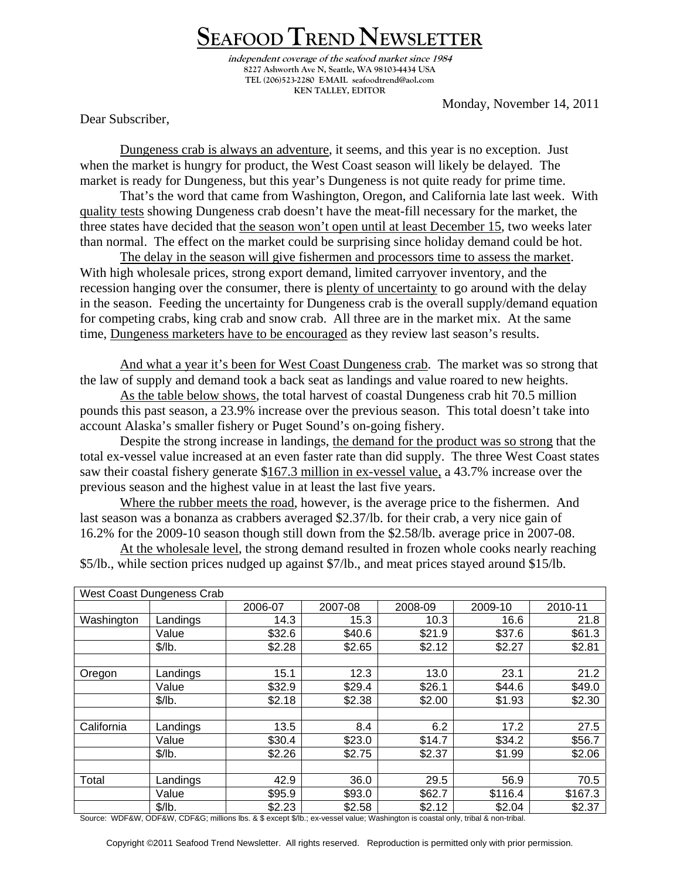# SEAFOOD TREND NEWSLETTER

*independent coverage of the seafood market since 1984*
8227 Ashworth Ave N, Seattle, WA 98103-4434 USA
TEL (206)523-2280 E-MAIL seafoodtrend@aol.com
KEN TALLEY, EDITOR

Monday, November 14, 2011

Dear Subscriber,

Dungeness crab is always an adventure, it seems, and this year is no exception. Just when the market is hungry for product, the West Coast season will likely be delayed. The market is ready for Dungeness, but this year's Dungeness is not quite ready for prime time.

That's the word that came from Washington, Oregon, and California late last week. With quality tests showing Dungeness crab doesn't have the meat-fill necessary for the market, the three states have decided that the season won't open until at least December 15, two weeks later than normal. The effect on the market could be surprising since holiday demand could be hot.

The delay in the season will give fishermen and processors time to assess the market. With high wholesale prices, strong export demand, limited carryover inventory, and the recession hanging over the consumer, there is plenty of uncertainty to go around with the delay in the season. Feeding the uncertainty for Dungeness crab is the overall supply/demand equation for competing crabs, king crab and snow crab. All three are in the market mix. At the same time, Dungeness marketers have to be encouraged as they review last season's results.

And what a year it's been for West Coast Dungeness crab. The market was so strong that the law of supply and demand took a back seat as landings and value roared to new heights.

As the table below shows, the total harvest of coastal Dungeness crab hit 70.5 million pounds this past season, a 23.9% increase over the previous season. This total doesn't take into account Alaska's smaller fishery or Puget Sound's on-going fishery.

Despite the strong increase in landings, the demand for the product was so strong that the total ex-vessel value increased at an even faster rate than did supply. The three West Coast states saw their coastal fishery generate $167.3 million in ex-vessel value, a 43.7% increase over the previous season and the highest value in at least the last five years.

Where the rubber meets the road, however, is the average price to the fishermen. And last season was a bonanza as crabbers averaged $2.37/lb. for their crab, a very nice gain of 16.2% for the 2009-10 season though still down from the $2.58/lb. average price in 2007-08.

At the wholesale level, the strong demand resulted in frozen whole cooks nearly reaching $5/lb., while section prices nudged up against $7/lb., and meat prices stayed around $15/lb.

| West Coast Dungeness Crab | | | | | | |
|---|---|---|---|---|---|---|
| | | 2006-07 | 2007-08 | 2008-09 | 2009-10 | 2010-11 |
| Washington | Landings | 14.3 | 15.3 | 10.3 | 16.6 | 21.8 |
| | Value | $32.6 | $40.6 | $21.9 | $37.6 | $61.3 |
| | $/lb. | $2.28 | $2.65 | $2.12 | $2.27 | $2.81 |
| | | | | | | |
| Oregon | Landings | 15.1 | 12.3 | 13.0 | 23.1 | 21.2 |
| | Value | $32.9 | $29.4 | $26.1 | $44.6 | $49.0 |
| | $/lb. | $2.18 | $2.38 | $2.00 | $1.93 | $2.30 |
| | | | | | | |
| California | Landings | 13.5 | 8.4 | 6.2 | 17.2 | 27.5 |
| | Value | $30.4 | $23.0 | $14.7 | $34.2 | $56.7 |
| | $/lb. | $2.26 | $2.75 | $2.37 | $1.99 | $2.06 |
| | | | | | | |
| Total | Landings | 42.9 | 36.0 | 29.5 | 56.9 | 70.5 |
| | Value | $95.9 | $93.0 | $62.7 | $116.4 | $167.3 |
| | $/lb. | $2.23 | $2.58 | $2.12 | $2.04 | $2.37 |

Source: WDF&W, ODF&W, CDF&G; millions lbs. & $ except $/lb.; ex-vessel value; Washington is coastal only, tribal & non-tribal.

Copyright ©2011 Seafood Trend Newsletter. All rights reserved. Reproduction is permitted only with prior permission.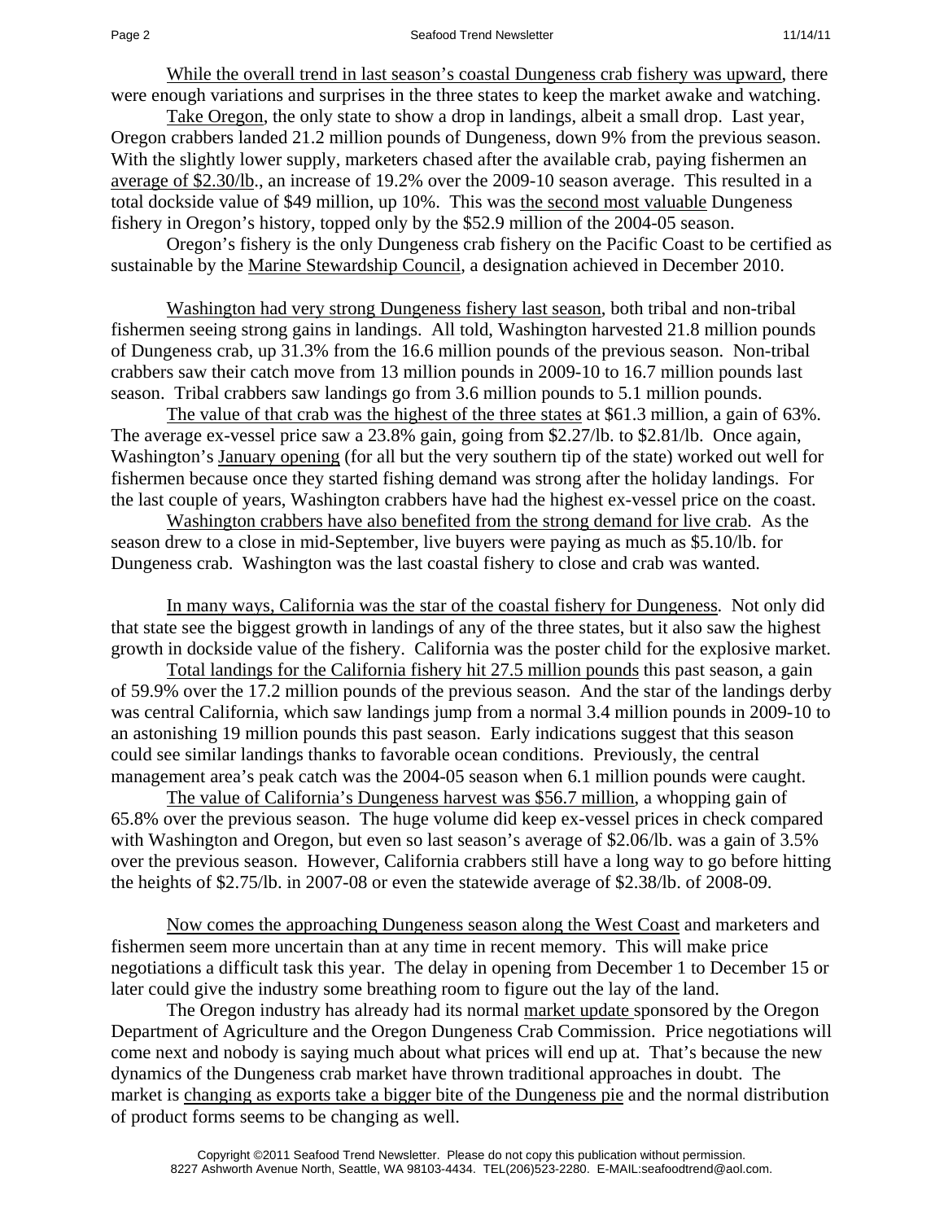While the overall trend in last season's coastal Dungeness crab fishery was upward, there were enough variations and surprises in the three states to keep the market awake and watching.

Take Oregon, the only state to show a drop in landings, albeit a small drop. Last year, Oregon crabbers landed 21.2 million pounds of Dungeness, down 9% from the previous season. With the slightly lower supply, marketers chased after the available crab, paying fishermen an average of $2.30/lb., an increase of 19.2% over the 2009-10 season average. This resulted in a total dockside value of $49 million, up 10%. This was the second most valuable Dungeness fishery in Oregon's history, topped only by the $52.9 million of the 2004-05 season.

Oregon's fishery is the only Dungeness crab fishery on the Pacific Coast to be certified as sustainable by the Marine Stewardship Council, a designation achieved in December 2010.

Washington had very strong Dungeness fishery last season, both tribal and non-tribal fishermen seeing strong gains in landings. All told, Washington harvested 21.8 million pounds of Dungeness crab, up 31.3% from the 16.6 million pounds of the previous season. Non-tribal crabbers saw their catch move from 13 million pounds in 2009-10 to 16.7 million pounds last season. Tribal crabbers saw landings go from 3.6 million pounds to 5.1 million pounds.

The value of that crab was the highest of the three states at $61.3 million, a gain of 63%. The average ex-vessel price saw a 23.8% gain, going from $2.27/lb. to $2.81/lb. Once again, Washington's January opening (for all but the very southern tip of the state) worked out well for fishermen because once they started fishing demand was strong after the holiday landings. For the last couple of years, Washington crabbers have had the highest ex-vessel price on the coast.

Washington crabbers have also benefited from the strong demand for live crab. As the season drew to a close in mid-September, live buyers were paying as much as $5.10/lb. for Dungeness crab. Washington was the last coastal fishery to close and crab was wanted.

In many ways, California was the star of the coastal fishery for Dungeness. Not only did that state see the biggest growth in landings of any of the three states, but it also saw the highest growth in dockside value of the fishery. California was the poster child for the explosive market.

Total landings for the California fishery hit 27.5 million pounds this past season, a gain of 59.9% over the 17.2 million pounds of the previous season. And the star of the landings derby was central California, which saw landings jump from a normal 3.4 million pounds in 2009-10 to an astonishing 19 million pounds this past season. Early indications suggest that this season could see similar landings thanks to favorable ocean conditions. Previously, the central management area's peak catch was the 2004-05 season when 6.1 million pounds were caught.

The value of California's Dungeness harvest was $56.7 million, a whopping gain of 65.8% over the previous season. The huge volume did keep ex-vessel prices in check compared with Washington and Oregon, but even so last season's average of $2.06/lb. was a gain of 3.5% over the previous season. However, California crabbers still have a long way to go before hitting the heights of $2.75/lb. in 2007-08 or even the statewide average of $2.38/lb. of 2008-09.

Now comes the approaching Dungeness season along the West Coast and marketers and fishermen seem more uncertain than at any time in recent memory. This will make price negotiations a difficult task this year. The delay in opening from December 1 to December 15 or later could give the industry some breathing room to figure out the lay of the land.

The Oregon industry has already had its normal market update sponsored by the Oregon Department of Agriculture and the Oregon Dungeness Crab Commission. Price negotiations will come next and nobody is saying much about what prices will end up at. That's because the new dynamics of the Dungeness crab market have thrown traditional approaches in doubt. The market is changing as exports take a bigger bite of the Dungeness pie and the normal distribution of product forms seems to be changing as well.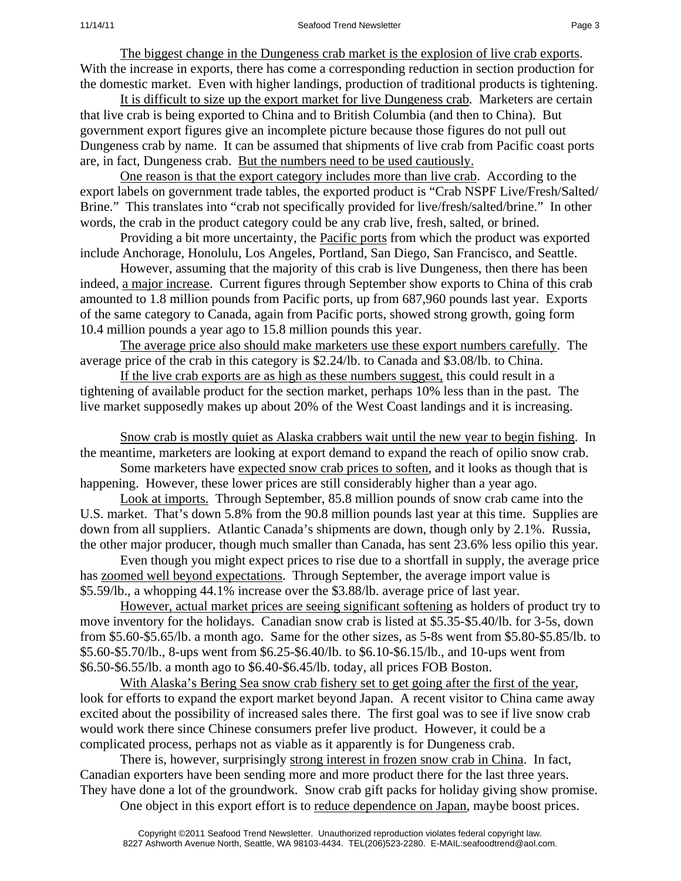The biggest change in the Dungeness crab market is the explosion of live crab exports. With the increase in exports, there has come a corresponding reduction in section production for the domestic market. Even with higher landings, production of traditional products is tightening.

It is difficult to size up the export market for live Dungeness crab. Marketers are certain that live crab is being exported to China and to British Columbia (and then to China). But government export figures give an incomplete picture because those figures do not pull out Dungeness crab by name. It can be assumed that shipments of live crab from Pacific coast ports are, in fact, Dungeness crab. But the numbers need to be used cautiously.

One reason is that the export category includes more than live crab. According to the export labels on government trade tables, the exported product is "Crab NSPF Live/Fresh/Salted/Brine." This translates into "crab not specifically provided for live/fresh/salted/brine." In other words, the crab in the product category could be any crab live, fresh, salted, or brined.

Providing a bit more uncertainty, the Pacific ports from which the product was exported include Anchorage, Honolulu, Los Angeles, Portland, San Diego, San Francisco, and Seattle.

However, assuming that the majority of this crab is live Dungeness, then there has been indeed, a major increase. Current figures through September show exports to China of this crab amounted to 1.8 million pounds from Pacific ports, up from 687,960 pounds last year. Exports of the same category to Canada, again from Pacific ports, showed strong growth, going form 10.4 million pounds a year ago to 15.8 million pounds this year.

The average price also should make marketers use these export numbers carefully. The average price of the crab in this category is $2.24/lb. to Canada and $3.08/lb. to China.

If the live crab exports are as high as these numbers suggest, this could result in a tightening of available product for the section market, perhaps 10% less than in the past. The live market supposedly makes up about 20% of the West Coast landings and it is increasing.

Snow crab is mostly quiet as Alaska crabbers wait until the new year to begin fishing. In the meantime, marketers are looking at export demand to expand the reach of opilio snow crab.

Some marketers have expected snow crab prices to soften, and it looks as though that is happening. However, these lower prices are still considerably higher than a year ago.

Look at imports. Through September, 85.8 million pounds of snow crab came into the U.S. market. That's down 5.8% from the 90.8 million pounds last year at this time. Supplies are down from all suppliers. Atlantic Canada's shipments are down, though only by 2.1%. Russia, the other major producer, though much smaller than Canada, has sent 23.6% less opilio this year.

Even though you might expect prices to rise due to a shortfall in supply, the average price has zoomed well beyond expectations. Through September, the average import value is $5.59/lb., a whopping 44.1% increase over the $3.88/lb. average price of last year.

However, actual market prices are seeing significant softening as holders of product try to move inventory for the holidays. Canadian snow crab is listed at $5.35-$5.40/lb. for 3-5s, down from $5.60-$5.65/lb. a month ago. Same for the other sizes, as 5-8s went from $5.80-$5.85/lb. to $5.60-$5.70/lb., 8-ups went from $6.25-$6.40/lb. to $6.10-$6.15/lb., and 10-ups went from $6.50-$6.55/lb. a month ago to $6.40-$6.45/lb. today, all prices FOB Boston.

With Alaska's Bering Sea snow crab fishery set to get going after the first of the year, look for efforts to expand the export market beyond Japan. A recent visitor to China came away excited about the possibility of increased sales there. The first goal was to see if live snow crab would work there since Chinese consumers prefer live product. However, it could be a complicated process, perhaps not as viable as it apparently is for Dungeness crab.

There is, however, surprisingly strong interest in frozen snow crab in China. In fact, Canadian exporters have been sending more and more product there for the last three years. They have done a lot of the groundwork. Snow crab gift packs for holiday giving show promise.

One object in this export effort is to reduce dependence on Japan, maybe boost prices.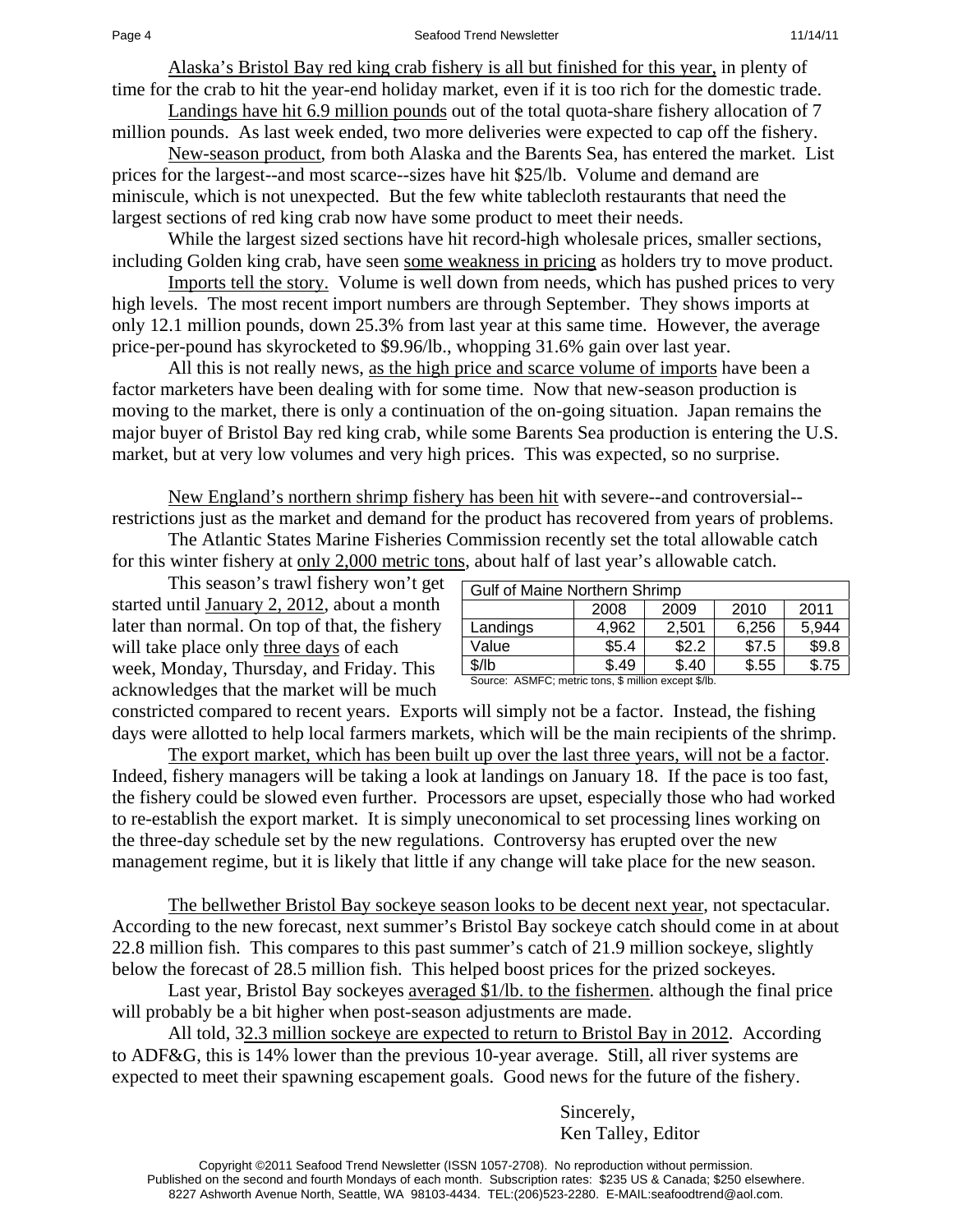Alaska's Bristol Bay red king crab fishery is all but finished for this year, in plenty of time for the crab to hit the year-end holiday market, even if it is too rich for the domestic trade.

Landings have hit 6.9 million pounds out of the total quota-share fishery allocation of 7 million pounds. As last week ended, two more deliveries were expected to cap off the fishery.

New-season product, from both Alaska and the Barents Sea, has entered the market. List prices for the largest--and most scarce--sizes have hit $25/lb. Volume and demand are miniscule, which is not unexpected. But the few white tablecloth restaurants that need the largest sections of red king crab now have some product to meet their needs.

While the largest sized sections have hit record-high wholesale prices, smaller sections, including Golden king crab, have seen some weakness in pricing as holders try to move product.

Imports tell the story. Volume is well down from needs, which has pushed prices to very high levels. The most recent import numbers are through September. They shows imports at only 12.1 million pounds, down 25.3% from last year at this same time. However, the average price-per-pound has skyrocketed to $9.96/lb., whopping 31.6% gain over last year.

All this is not really news, as the high price and scarce volume of imports have been a factor marketers have been dealing with for some time. Now that new-season production is moving to the market, there is only a continuation of the on-going situation. Japan remains the major buyer of Bristol Bay red king crab, while some Barents Sea production is entering the U.S. market, but at very low volumes and very high prices. This was expected, so no surprise.

New England's northern shrimp fishery has been hit with severe--and controversial--restrictions just as the market and demand for the product has recovered from years of problems.

The Atlantic States Marine Fisheries Commission recently set the total allowable catch for this winter fishery at only 2,000 metric tons, about half of last year's allowable catch.

This season's trawl fishery won't get started until January 2, 2012, about a month later than normal. On top of that, the fishery will take place only three days of each week, Monday, Thursday, and Friday. This acknowledges that the market will be much constricted compared to recent years. Exports will simply not be a factor. Instead, the fishing days were allotted to help local farmers markets, which will be the main recipients of the shrimp.

| Gulf of Maine Northern Shrimp | 2008 | 2009 | 2010 | 2011 |
|---|---|---|---|---|
| Landings | 4,962 | 2,501 | 6,256 | 5,944 |
| Value | $5.4 | $2.2 | $7.5 | $9.8 |
| $/lb | $.49 | $.40 | $.55 | $.75 |

Source: ASMFC; metric tons, $ million except $/lb.

The export market, which has been built up over the last three years, will not be a factor. Indeed, fishery managers will be taking a look at landings on January 18. If the pace is too fast, the fishery could be slowed even further. Processors are upset, especially those who had worked to re-establish the export market. It is simply uneconomical to set processing lines working on the three-day schedule set by the new regulations. Controversy has erupted over the new management regime, but it is likely that little if any change will take place for the new season.

The bellwether Bristol Bay sockeye season looks to be decent next year, not spectacular. According to the new forecast, next summer's Bristol Bay sockeye catch should come in at about 22.8 million fish. This compares to this past summer's catch of 21.9 million sockeye, slightly below the forecast of 28.5 million fish. This helped boost prices for the prized sockeyes.

Last year, Bristol Bay sockeyes averaged $1/lb. to the fishermen. although the final price will probably be a bit higher when post-season adjustments are made.

All told, 32.3 million sockeye are expected to return to Bristol Bay in 2012. According to ADF&G, this is 14% lower than the previous 10-year average. Still, all river systems are expected to meet their spawning escapement goals. Good news for the future of the fishery.

Sincerely,
Ken Talley, Editor

Copyright ©2011 Seafood Trend Newsletter (ISSN 1057-2708). No reproduction without permission. Published on the second and fourth Mondays of each month. Subscription rates: $235 US & Canada; $250 elsewhere. 8227 Ashworth Avenue North, Seattle, WA 98103-4434. TEL:(206)523-2280. E-MAIL:seafoodtrend@aol.com.